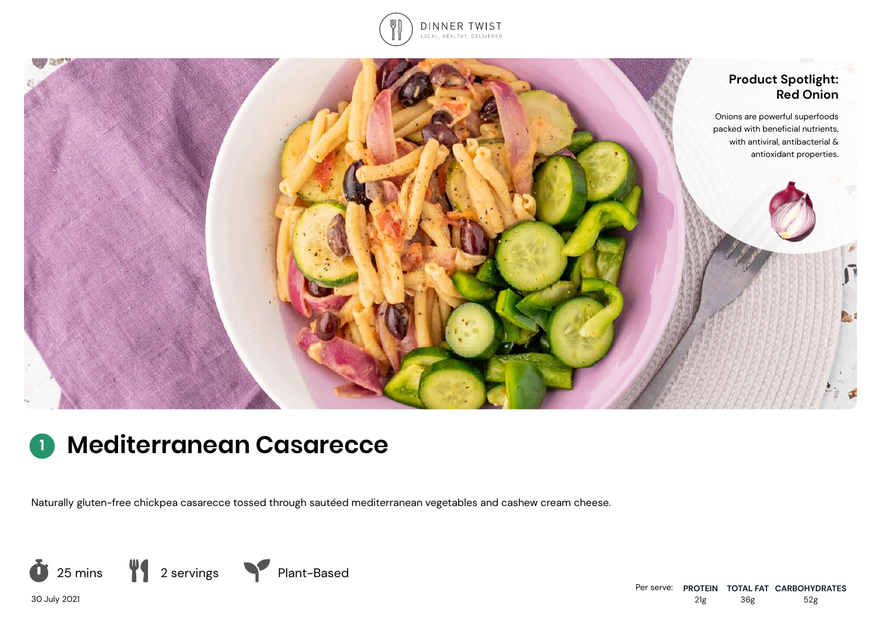DINNER TWIST

LOCAL, HEALTHY, DELIVERED

**Product Spotlight: Red Onion**

Onions are powerful superfoods packed with beneficial nutrients, with antiviral, antibacterial & antioxidant properties.

# 1 Mediterranean Casarecce

Naturally gluten-free chickpea casarecce tossed through sautéed mediterranean vegetables and cashew cream cheese.

25 mins | 2 servings | Plant-Based

30 July 2021

| Per serve: | PROTEIN | TOTAL FAT | CARBOHYDRATES |
|---|---|---|---|
| | 21g | 36g | 52g |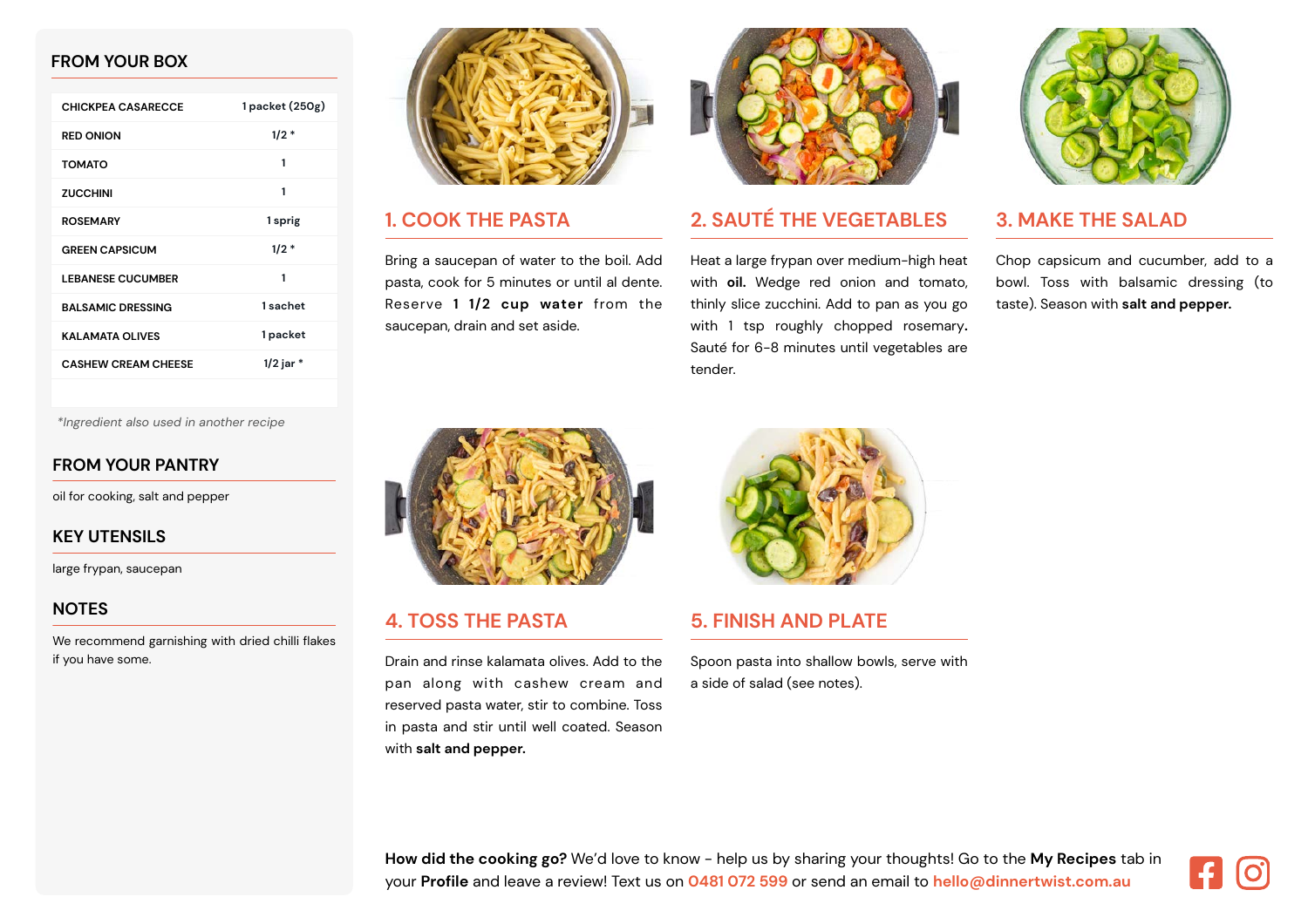## FROM YOUR BOX

| | |
|---|---|
| CHICKPEA CASARECCE | 1 packet (250g) |
| RED ONION | 1/2 * |
| TOMATO | 1 |
| ZUCCHINI | 1 |
| ROSEMARY | 1 sprig |
| GREEN CAPSICUM | 1/2 * |
| LEBANESE CUCUMBER | 1 |
| BALSAMIC DRESSING | 1 sachet |
| KALAMATA OLIVES | 1 packet |
| CASHEW CREAM CHEESE | 1/2 jar * |

*\*Ingredient also used in another recipe*

## FROM YOUR PANTRY

oil for cooking, salt and pepper

## KEY UTENSILS

large frypan, saucepan

## NOTES

We recommend garnishing with dried chilli flakes if you have some.

## 1. COOK THE PASTA

Bring a saucepan of water to the boil. Add pasta, cook for 5 minutes or until al dente. Reserve **1 1/2 cup water** from the saucepan, drain and set aside.

## 2. SAUTÉ THE VEGETABLES

Heat a large frypan over medium-high heat with **oil.** Wedge red onion and tomato, thinly slice zucchini. Add to pan as you go with 1 tsp roughly chopped rosemary**.** Sauté for 6-8 minutes until vegetables are tender.

## 3. MAKE THE SALAD

Chop capsicum and cucumber, add to a bowl. Toss with balsamic dressing (to taste). Season with **salt and pepper.**

## 4. TOSS THE PASTA

Drain and rinse kalamata olives. Add to the pan along with cashew cream and reserved pasta water, stir to combine. Toss in pasta and stir until well coated. Season with **salt and pepper.**

## 5. FINISH AND PLATE

Spoon pasta into shallow bowls, serve with a side of salad (see notes).

**How did the cooking go?** We'd love to know - help us by sharing your thoughts! Go to the **My Recipes** tab in your **Profile** and leave a review! Text us on 0481 072 599 or send an email to hello@dinnertwist.com.au